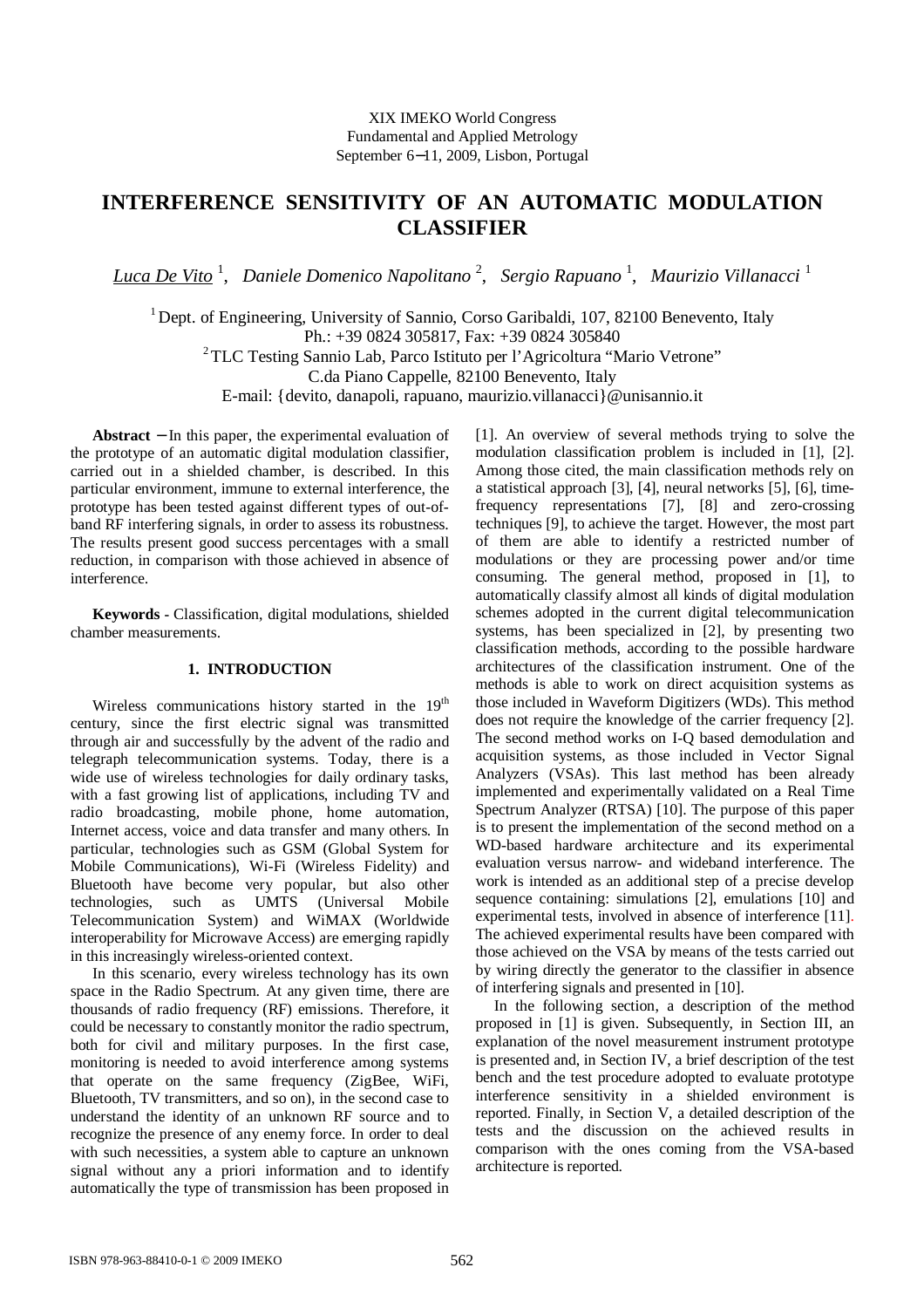XIX IMEKO World Congress
Fundamental and Applied Metrology
September 6−11, 2009, Lisbon, Portugal

# INTERFERENCE SENSITIVITY OF AN AUTOMATIC MODULATION CLASSIFIER

*Luca De Vito* [1], *Daniele Domenico Napolitano* [2], *Sergio Rapuano* [1], *Maurizio Villanacci* [1]

[1] Dept. of Engineering, University of Sannio, Corso Garibaldi, 107, 82100 Benevento, Italy
Ph.: +39 0824 305817, Fax: +39 0824 305840
[2] TLC Testing Sannio Lab, Parco Istituto per l'Agricoltura "Mario Vetrone"
C.da Piano Cappelle, 82100 Benevento, Italy
E-mail: {devito, danapoli, rapuano, maurizio.villanacci}@unisannio.it

**Abstract** − In this paper, the experimental evaluation of the prototype of an automatic digital modulation classifier, carried out in a shielded chamber, is described. In this particular environment, immune to external interference, the prototype has been tested against different types of out-of-band RF interfering signals, in order to assess its robustness. The results present good success percentages with a small reduction, in comparison with those achieved in absence of interference.

**Keywords** - Classification, digital modulations, shielded chamber measurements.

## 1. INTRODUCTION

Wireless communications history started in the 19th century, since the first electric signal was transmitted through air and successfully by the advent of the radio and telegraph telecommunication systems. Today, there is a wide use of wireless technologies for daily ordinary tasks, with a fast growing list of applications, including TV and radio broadcasting, mobile phone, home automation, Internet access, voice and data transfer and many others. In particular, technologies such as GSM (Global System for Mobile Communications), Wi-Fi (Wireless Fidelity) and Bluetooth have become very popular, but also other technologies, such as UMTS (Universal Mobile Telecommunication System) and WiMAX (Worldwide interoperability for Microwave Access) are emerging rapidly in this increasingly wireless-oriented context.

In this scenario, every wireless technology has its own space in the Radio Spectrum. At any given time, there are thousands of radio frequency (RF) emissions. Therefore, it could be necessary to constantly monitor the radio spectrum, both for civil and military purposes. In the first case, monitoring is needed to avoid interference among systems that operate on the same frequency (ZigBee, WiFi, Bluetooth, TV transmitters, and so on), in the second case to understand the identity of an unknown RF source and to recognize the presence of any enemy force. In order to deal with such necessities, a system able to capture an unknown signal without any a priori information and to identify automatically the type of transmission has been proposed in [1]. An overview of several methods trying to solve the modulation classification problem is included in [1], [2]. Among those cited, the main classification methods rely on a statistical approach [3], [4], neural networks [5], [6], time-frequency representations [7], [8] and zero-crossing techniques [9], to achieve the target. However, the most part of them are able to identify a restricted number of modulations or they are processing power and/or time consuming. The general method, proposed in [1], to automatically classify almost all kinds of digital modulation schemes adopted in the current digital telecommunication systems, has been specialized in [2], by presenting two classification methods, according to the possible hardware architectures of the classification instrument. One of the methods is able to work on direct acquisition systems as those included in Waveform Digitizers (WDs). This method does not require the knowledge of the carrier frequency [2]. The second method works on I-Q based demodulation and acquisition systems, as those included in Vector Signal Analyzers (VSAs). This last method has been already implemented and experimentally validated on a Real Time Spectrum Analyzer (RTSA) [10]. The purpose of this paper is to present the implementation of the second method on a WD-based hardware architecture and its experimental evaluation versus narrow- and wideband interference. The work is intended as an additional step of a precise develop sequence containing: simulations [2], emulations [10] and experimental tests, involved in absence of interference [11]. The achieved experimental results have been compared with those achieved on the VSA by means of the tests carried out by wiring directly the generator to the classifier in absence of interfering signals and presented in [10].

In the following section, a description of the method proposed in [1] is given. Subsequently, in Section III, an explanation of the novel measurement instrument prototype is presented and, in Section IV, a brief description of the test bench and the test procedure adopted to evaluate prototype interference sensitivity in a shielded environment is reported. Finally, in Section V, a detailed description of the tests and the discussion on the achieved results in comparison with the ones coming from the VSA-based architecture is reported.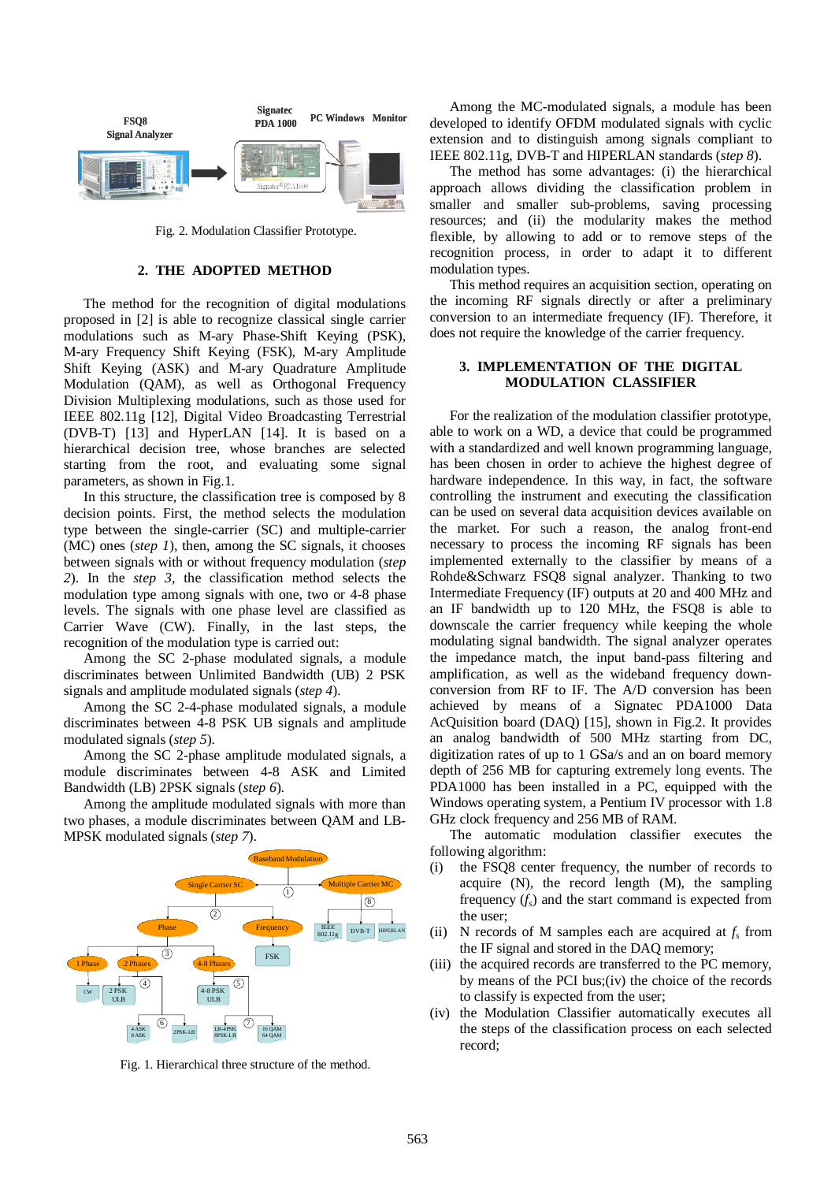Fig. 2. Modulation Classifier Prototype.

## 2. THE ADOPTED METHOD

The method for the recognition of digital modulations proposed in [2] is able to recognize classical single carrier modulations such as M-ary Phase-Shift Keying (PSK), M-ary Frequency Shift Keying (FSK), M-ary Amplitude Shift Keying (ASK) and M-ary Quadrature Amplitude Modulation (QAM), as well as Orthogonal Frequency Division Multiplexing modulations, such as those used for IEEE 802.11g [12], Digital Video Broadcasting Terrestrial (DVB-T) [13] and HyperLAN [14]. It is based on a hierarchical decision tree, whose branches are selected starting from the root, and evaluating some signal parameters, as shown in Fig.1.

In this structure, the classification tree is composed by 8 decision points. First, the method selects the modulation type between the single-carrier (SC) and multiple-carrier (MC) ones (*step 1*), then, among the SC signals, it chooses between signals with or without frequency modulation (*step 2*). In the *step 3*, the classification method selects the modulation type among signals with one, two or 4-8 phase levels. The signals with one phase level are classified as Carrier Wave (CW). Finally, in the last steps, the recognition of the modulation type is carried out:

Among the SC 2-phase modulated signals, a module discriminates between Unlimited Bandwidth (UB) 2 PSK signals and amplitude modulated signals (*step 4*).

Among the SC 2-4-phase modulated signals, a module discriminates between 4-8 PSK UB signals and amplitude modulated signals (*step 5*).

Among the SC 2-phase amplitude modulated signals, a module discriminates between 4-8 ASK and Limited Bandwidth (LB) 2PSK signals (*step 6*).

Among the amplitude modulated signals with more than two phases, a module discriminates between QAM and LB-MPSK modulated signals (*step 7*).

Fig. 1. Hierarchical three structure of the method.

Among the MC-modulated signals, a module has been developed to identify OFDM modulated signals with cyclic extension and to distinguish among signals compliant to IEEE 802.11g, DVB-T and HIPERLAN standards (*step 8*).

The method has some advantages: (i) the hierarchical approach allows dividing the classification problem in smaller and smaller sub-problems, saving processing resources; and (ii) the modularity makes the method flexible, by allowing to add or to remove steps of the recognition process, in order to adapt it to different modulation types.

This method requires an acquisition section, operating on the incoming RF signals directly or after a preliminary conversion to an intermediate frequency (IF). Therefore, it does not require the knowledge of the carrier frequency.

## 3. IMPLEMENTATION OF THE DIGITAL MODULATION CLASSIFIER

For the realization of the modulation classifier prototype, able to work on a WD, a device that could be programmed with a standardized and well known programming language, has been chosen in order to achieve the highest degree of hardware independence. In this way, in fact, the software controlling the instrument and executing the classification can be used on several data acquisition devices available on the market. For such a reason, the analog front-end necessary to process the incoming RF signals has been implemented externally to the classifier by means of a Rohde&Schwarz FSQ8 signal analyzer. Thanking to two Intermediate Frequency (IF) outputs at 20 and 400 MHz and an IF bandwidth up to 120 MHz, the FSQ8 is able to downscale the carrier frequency while keeping the whole modulating signal bandwidth. The signal analyzer operates the impedance match, the input band-pass filtering and amplification, as well as the wideband frequency down-conversion from RF to IF. The A/D conversion has been achieved by means of a Signatec PDA1000 Data AcQuisition board (DAQ) [15], shown in Fig.2. It provides an analog bandwidth of 500 MHz starting from DC, digitization rates of up to 1 GSa/s and an on board memory depth of 256 MB for capturing extremely long events. The PDA1000 has been installed in a PC, equipped with the Windows operating system, a Pentium IV processor with 1.8 GHz clock frequency and 256 MB of RAM.

The automatic modulation classifier executes the following algorithm:

(i) the FSQ8 center frequency, the number of records to acquire (N), the record length (M), the sampling frequency ($f_s$) and the start command is expected from the user;

(ii) N records of M samples each are acquired at $f_s$ from the IF signal and stored in the DAQ memory;

(iii) the acquired records are transferred to the PC memory, by means of the PCI bus;(iv) the choice of the records to classify is expected from the user;

(iv) the Modulation Classifier automatically executes all the steps of the classification process on each selected record;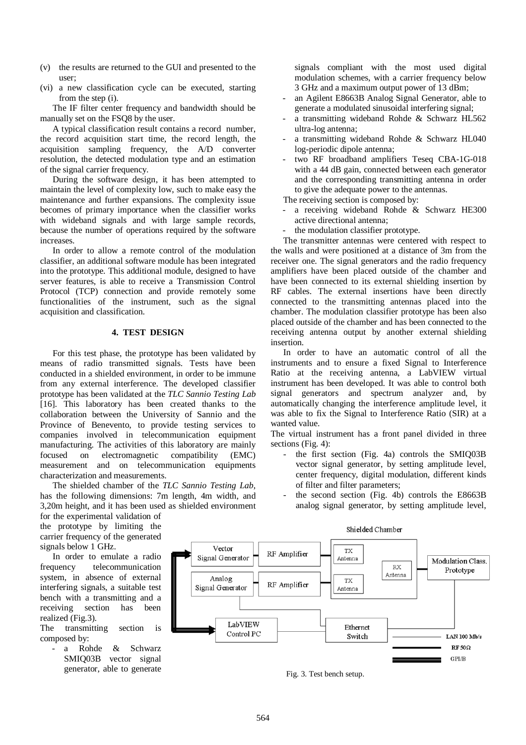(v) the results are returned to the GUI and presented to the user;

(vi) a new classification cycle can be executed, starting from the step (i).

The IF filter center frequency and bandwidth should be manually set on the FSQ8 by the user.

A typical classification result contains a record number, the record acquisition start time, the record length, the acquisition sampling frequency, the A/D converter resolution, the detected modulation type and an estimation of the signal carrier frequency.

During the software design, it has been attempted to maintain the level of complexity low, such to make easy the maintenance and further expansions. The complexity issue becomes of primary importance when the classifier works with wideband signals and with large sample records, because the number of operations required by the software increases.

In order to allow a remote control of the modulation classifier, an additional software module has been integrated into the prototype. This additional module, designed to have server features, is able to receive a Transmission Control Protocol (TCP) connection and provide remotely some functionalities of the instrument, such as the signal acquisition and classification.

## 4. TEST DESIGN

For this test phase, the prototype has been validated by means of radio transmitted signals. Tests have been conducted in a shielded environment, in order to be immune from any external interference. The developed classifier prototype has been validated at the *TLC Sannio Testing Lab* [16]. This laboratory has been created thanks to the collaboration between the University of Sannio and the Province of Benevento, to provide testing services to companies involved in telecommunication equipment manufacturing. The activities of this laboratory are mainly focused on electromagnetic compatibility (EMC) measurement and on telecommunication equipments characterization and measurements.

The shielded chamber of the *TLC Sannio Testing Lab*, has the following dimensions: 7m length, 4m width, and 3,20m height, and it has been used as shielded environment for the experimental validation of the prototype by limiting the carrier frequency of the generated signals below 1 GHz.

In order to emulate a radio frequency telecommunication system, in absence of external interfering signals, a suitable test bench with a transmitting and a receiving section has been realized (Fig.3).

The transmitting section is composed by:

- a Rohde & Schwarz SMIQ03B vector signal generator, able to generate signals compliant with the most used digital modulation schemes, with a carrier frequency below 3 GHz and a maximum output power of 13 dBm;
- an Agilent E8663B Analog Signal Generator, able to generate a modulated sinusoidal interfering signal;
- a transmitting wideband Rohde & Schwarz HL562 ultra-log antenna;
- a transmitting wideband Rohde & Schwarz HL040 log-periodic dipole antenna;
- two RF broadband amplifiers Teseq CBA-1G-018 with a 44 dB gain, connected between each generator and the corresponding transmitting antenna in order to give the adequate power to the antennas.

The receiving section is composed by:

- a receiving wideband Rohde & Schwarz HE300 active directional antenna;
- the modulation classifier prototype.

The transmitter antennas were centered with respect to the walls and were positioned at a distance of 3m from the receiver one. The signal generators and the radio frequency amplifiers have been placed outside of the chamber and have been connected to its external shielding insertion by RF cables. The external insertions have been directly connected to the transmitting antennas placed into the chamber. The modulation classifier prototype has been also placed outside of the chamber and has been connected to the receiving antenna output by another external shielding insertion.

In order to have an automatic control of all the instruments and to ensure a fixed Signal to Interference Ratio at the receiving antenna, a LabVIEW virtual instrument has been developed. It was able to control both signal generators and spectrum analyzer and, by automatically changing the interference amplitude level, it was able to fix the Signal to Interference Ratio (SIR) at a wanted value.

The virtual instrument has a front panel divided in three sections (Fig. 4):

- the first section (Fig. 4a) controls the SMIQ03B vector signal generator, by setting amplitude level, center frequency, digital modulation, different kinds of filter and filter parameters;
- the second section (Fig. 4b) controls the E8663B analog signal generator, by setting amplitude level,

Fig. 3. Test bench setup.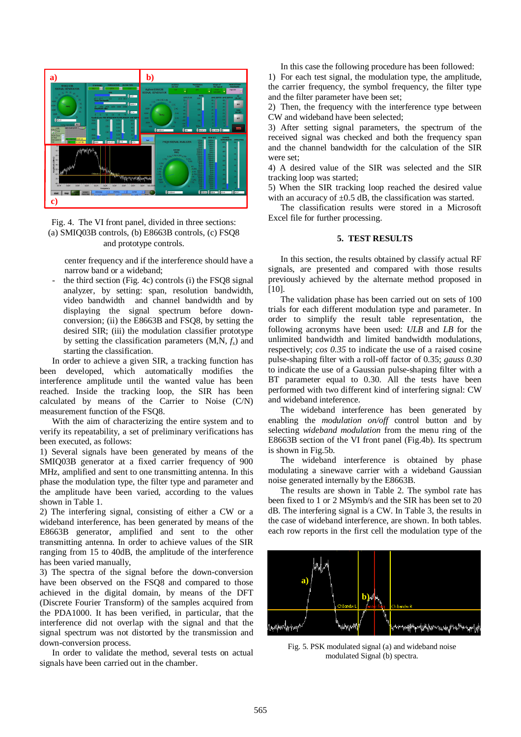Fig. 4. The VI front panel, divided in three sections: (a) SMIQ03B controls, (b) E8663B controls, (c) FSQ8 and prototype controls.

center frequency and if the interference should have a narrow band or a wideband;

- the third section (Fig. 4c) controls (i) the FSQ8 signal analyzer, by setting: span, resolution bandwidth, video bandwidth and channel bandwidth and by displaying the signal spectrum before down-conversion; (ii) the E8663B and FSQ8, by setting the desired SIR; (iii) the modulation classifier prototype by setting the classification parameters (M,N, $f_s$) and starting the classification.

In order to achieve a given SIR, a tracking function has been developed, which automatically modifies the interference amplitude until the wanted value has been reached. Inside the tracking loop, the SIR has been calculated by means of the Carrier to Noise (C/N) measurement function of the FSQ8.

With the aim of characterizing the entire system and to verify its repeatability, a set of preliminary verifications has been executed, as follows:

1) Several signals have been generated by means of the SMIQ03B generator at a fixed carrier frequency of 900 MHz, amplified and sent to one transmitting antenna. In this phase the modulation type, the filter type and parameter and the amplitude have been varied, according to the values shown in Table 1.

2) The interfering signal, consisting of either a CW or a wideband interference, has been generated by means of the E8663B generator, amplified and sent to the other transmitting antenna. In order to achieve values of the SIR ranging from 15 to 40dB, the amplitude of the interference has been varied manually,

3) The spectra of the signal before the down-conversion have been observed on the FSQ8 and compared to those achieved in the digital domain, by means of the DFT (Discrete Fourier Transform) of the samples acquired from the PDA1000. It has been verified, in particular, that the interference did not overlap with the signal and that the signal spectrum was not distorted by the transmission and down-conversion process.

In order to validate the method, several tests on actual signals have been carried out in the chamber.

In this case the following procedure has been followed:

1) For each test signal, the modulation type, the amplitude, the carrier frequency, the symbol frequency, the filter type and the filter parameter have been set;

2) Then, the frequency with the interference type between CW and wideband have been selected;

3) After setting signal parameters, the spectrum of the received signal was checked and both the frequency span and the channel bandwidth for the calculation of the SIR were set;

4) A desired value of the SIR was selected and the SIR tracking loop was started;

5) When the SIR tracking loop reached the desired value with an accuracy of ±0.5 dB, the classification was started.

The classification results were stored in a Microsoft Excel file for further processing.

## 5. TEST RESULTS

In this section, the results obtained by classify actual RF signals, are presented and compared with those results previously achieved by the alternate method proposed in [10].

The validation phase has been carried out on sets of 100 trials for each different modulation type and parameter. In order to simplify the result table representation, the following acronyms have been used: *ULB* and *LB* for the unlimited bandwidth and limited bandwidth modulations, respectively; *cos 0.35* to indicate the use of a raised cosine pulse-shaping filter with a roll-off factor of 0.35; *gauss 0.30* to indicate the use of a Gaussian pulse-shaping filter with a BT parameter equal to 0.30. All the tests have been performed with two different kind of interfering signal: CW and wideband inteference.

The wideband interference has been generated by enabling the *modulation on/off* control button and by selecting *wideband modulation* from the menu ring of the E8663B section of the VI front panel (Fig.4b). Its spectrum is shown in Fig.5b.

The wideband interference is obtained by phase modulating a sinewave carrier with a wideband Gaussian noise generated internally by the E8663B.

The results are shown in Table 2. The symbol rate has been fixed to 1 or 2 MSymb/s and the SIR has been set to 20 dB. The interfering signal is a CW. In Table 3, the results in the case of wideband interference, are shown. In both tables. each row reports in the first cell the modulation type of the

Fig. 5. PSK modulated signal (a) and wideband noise modulated Signal (b) spectra.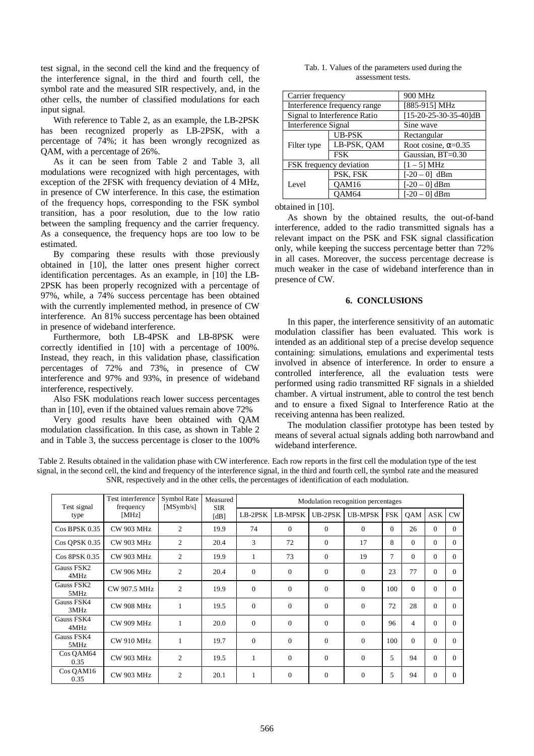test signal, in the second cell the kind and the frequency of the interference signal, in the third and fourth cell, the symbol rate and the measured SIR respectively, and, in the other cells, the number of classified modulations for each input signal.

With reference to Table 2, as an example, the LB-2PSK has been recognized properly as LB-2PSK, with a percentage of 74%; it has been wrongly recognized as QAM, with a percentage of 26%.

As it can be seen from Table 2 and Table 3, all modulations were recognized with high percentages, with exception of the 2FSK with frequency deviation of 4 MHz, in presence of CW interference. In this case, the estimation of the frequency hops, corresponding to the FSK symbol transition, has a poor resolution, due to the low ratio between the sampling frequency and the carrier frequency. As a consequence, the frequency hops are too low to be estimated.

By comparing these results with those previously obtained in [10], the latter ones present higher correct identification percentages. As an example, in [10] the LB-2PSK has been properly recognized with a percentage of 97%, while, a 74% success percentage has been obtained with the currently implemented method, in presence of CW interference. An 81% success percentage has been obtained in presence of wideband interference.

Furthermore, both LB-4PSK and LB-8PSK were correctly identified in [10] with a percentage of 100%. Instead, they reach, in this validation phase, classification percentages of 72% and 73%, in presence of CW interference and 97% and 93%, in presence of wideband interference, respectively.

Also FSK modulations reach lower success percentages than in [10], even if the obtained values remain above 72%

Very good results have been obtained with QAM modulation classification. In this case, as shown in Table 2 and in Table 3, the success percentage is closer to the 100% obtained in [10].

Tab. 1. Values of the parameters used during the assessment tests.

| Carrier frequency | | 900 MHz |
|---|---|---|
| Interference frequency range | | [885-915] MHz |
| Signal to Interference Ratio | | [15-20-25-30-35-40]dB |
| Interference Signal | | Sine wave |
| Filter type | UB-PSK | Rectangular |
| | LB-PSK, QAM | Root cosine, $\alpha$=0.35 |
| | FSK | Gaussian, BT=0.30 |
| FSK frequency deviation | | [1 – 5] MHz |
| Level | PSK, FSK | [-20 – 0] dBm |
| | QAM16 | [-20 – 0] dBm |
| | QAM64 | [-20 – 0] dBm |

As shown by the obtained results, the out-of-band interference, added to the radio transmitted signals has a relevant impact on the PSK and FSK signal classification only, while keeping the success percentage better than 72% in all cases. Moreover, the success percentage decrease is much weaker in the case of wideband interference than in presence of CW.

## 6. CONCLUSIONS

In this paper, the interference sensitivity of an automatic modulation classifier has been evaluated. This work is intended as an additional step of a precise develop sequence containing: simulations, emulations and experimental tests involved in absence of interference. In order to ensure a controlled interference, all the evaluation tests were performed using radio transmitted RF signals in a shielded chamber. A virtual instrument, able to control the test bench and to ensure a fixed Signal to Interference Ratio at the receiving antenna has been realized.

The modulation classifier prototype has been tested by means of several actual signals adding both narrowband and wideband interference.

Table 2. Results obtained in the validation phase with CW interference. Each row reports in the first cell the modulation type of the test signal, in the second cell, the kind and frequency of the interference signal, in the third and fourth cell, the symbol rate and the measured SNR, respectively and in the other cells, the percentages of identification of each modulation.

| Test signal type | Test interference frequency [MHz] | Symbol Rate [MSymb/s] | Measured SIR [dB] | Modulation recognition percentages | | | | | | | |
|---|---|---|---|---|---|---|---|---|---|---|---|
| | | | | LB-2PSK | LB-MPSK | UB-2PSK | UB-MPSK | FSK | QAM | ASK | CW |
| Cos BPSK 0.35 | CW 903 MHz | 2 | 19.9 | 74 | 0 | 0 | 0 | 0 | 26 | 0 | 0 |
| Cos QPSK 0.35 | CW 903 MHz | 2 | 20.4 | 3 | 72 | 0 | 17 | 8 | 0 | 0 | 0 |
| Cos 8PSK 0.35 | CW 903 MHz | 2 | 19.9 | 1 | 73 | 0 | 19 | 7 | 0 | 0 | 0 |
| Gauss FSK2 4MHz | CW 906 MHz | 2 | 20.4 | 0 | 0 | 0 | 0 | 23 | 77 | 0 | 0 |
| Gauss FSK2 5MHz | CW 907.5 MHz | 2 | 19.9 | 0 | 0 | 0 | 0 | 100 | 0 | 0 | 0 |
| Gauss FSK4 3MHz | CW 908 MHz | 1 | 19.5 | 0 | 0 | 0 | 0 | 72 | 28 | 0 | 0 |
| Gauss FSK4 4MHz | CW 909 MHz | 1 | 20.0 | 0 | 0 | 0 | 0 | 96 | 4 | 0 | 0 |
| Gauss FSK4 5MHz | CW 910 MHz | 1 | 19.7 | 0 | 0 | 0 | 0 | 100 | 0 | 0 | 0 |
| Cos QAM64 0.35 | CW 903 MHz | 2 | 19.5 | 1 | 0 | 0 | 0 | 5 | 94 | 0 | 0 |
| Cos QAM16 0.35 | CW 903 MHz | 2 | 20.1 | 1 | 0 | 0 | 0 | 5 | 94 | 0 | 0 |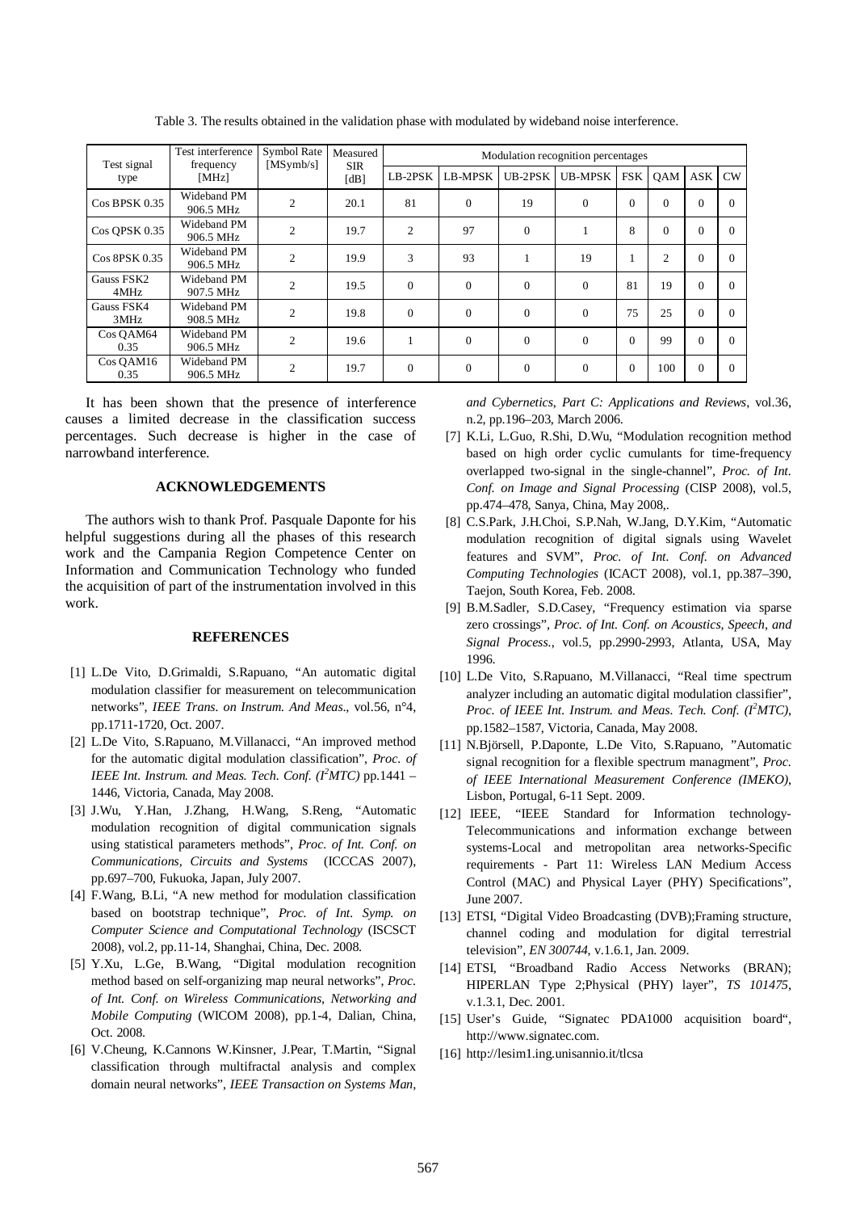Table 3. The results obtained in the validation phase with modulated by wideband noise interference.

| Test signal type | Test interference frequency [MHz] | Symbol Rate [MSymb/s] | Measured SIR [dB] | Modulation recognition percentages | | | | | | | |
|---|---|---|---|---|---|---|---|---|---|---|---|
| | | | | LB-2PSK | LB-MPSK | UB-2PSK | UB-MPSK | FSK | QAM | ASK | CW |
| Cos BPSK 0.35 | Wideband PM 906.5 MHz | 2 | 20.1 | 81 | 0 | 19 | 0 | 0 | 0 | 0 | 0 |
| Cos QPSK 0.35 | Wideband PM 906.5 MHz | 2 | 19.7 | 2 | 97 | 0 | 1 | 8 | 0 | 0 | 0 |
| Cos 8PSK 0.35 | Wideband PM 906.5 MHz | 2 | 19.9 | 3 | 93 | 1 | 19 | 1 | 2 | 0 | 0 |
| Gauss FSK2 4MHz | Wideband PM 907.5 MHz | 2 | 19.5 | 0 | 0 | 0 | 0 | 81 | 19 | 0 | 0 |
| Gauss FSK4 3MHz | Wideband PM 908.5 MHz | 2 | 19.8 | 0 | 0 | 0 | 0 | 75 | 25 | 0 | 0 |
| Cos QAM64 0.35 | Wideband PM 906.5 MHz | 2 | 19.6 | 1 | 0 | 0 | 0 | 0 | 99 | 0 | 0 |
| Cos QAM16 0.35 | Wideband PM 906.5 MHz | 2 | 19.7 | 0 | 0 | 0 | 0 | 0 | 100 | 0 | 0 |

It has been shown that the presence of interference causes a limited decrease in the classification success percentages. Such decrease is higher in the case of narrowband interference.

## ACKNOWLEDGEMENTS

The authors wish to thank Prof. Pasquale Daponte for his helpful suggestions during all the phases of this research work and the Campania Region Competence Center on Information and Communication Technology who funded the acquisition of part of the instrumentation involved in this work.

## REFERENCES

[1] L.De Vito, D.Grimaldi, S.Rapuano, "An automatic digital modulation classifier for measurement on telecommunication networks", *IEEE Trans. on Instrum. And Meas*., vol.56, n°4, pp.1711-1720, Oct. 2007.

[2] L.De Vito, S.Rapuano, M.Villanacci, "An improved method for the automatic digital modulation classification", *Proc. of IEEE Int. Instrum. and Meas. Tech. Conf. ($I^2MTC$)* pp.1441 – 1446, Victoria, Canada, May 2008.

[3] J.Wu, Y.Han, J.Zhang, H.Wang, S.Reng, "Automatic modulation recognition of digital communication signals using statistical parameters methods", *Proc. of Int. Conf. on Communications, Circuits and Systems* (ICCCAS 2007), pp.697–700, Fukuoka, Japan, July 2007.

[4] F.Wang, B.Li, "A new method for modulation classification based on bootstrap technique", *Proc. of Int. Symp. on Computer Science and Computational Technology* (ISCSCT 2008), vol.2, pp.11-14, Shanghai, China, Dec. 2008.

[5] Y.Xu, L.Ge, B.Wang, "Digital modulation recognition method based on self-organizing map neural networks", *Proc. of Int. Conf. on Wireless Communications, Networking and Mobile Computing* (WICOM 2008), pp.1-4, Dalian, China, Oct. 2008.

[6] V.Cheung, K.Cannons W.Kinsner, J.Pear, T.Martin, "Signal classification through multifractal analysis and complex domain neural networks", *IEEE Transaction on Systems Man, and Cybernetics, Part C: Applications and Reviews*, vol.36, n.2, pp.196–203, March 2006.

[7] K.Li, L.Guo, R.Shi, D.Wu, "Modulation recognition method based on high order cyclic cumulants for time-frequency overlapped two-signal in the single-channel", *Proc. of Int. Conf. on Image and Signal Processing* (CISP 2008), vol.5, pp.474–478, Sanya, China, May 2008,.

[8] C.S.Park, J.H.Choi, S.P.Nah, W.Jang, D.Y.Kim, "Automatic modulation recognition of digital signals using Wavelet features and SVM", *Proc. of Int. Conf. on Advanced Computing Technologies* (ICACT 2008), vol.1, pp.387–390, Taejon, South Korea, Feb. 2008.

[9] B.M.Sadler, S.D.Casey, "Frequency estimation via sparse zero crossings", *Proc. of Int. Conf. on Acoustics, Speech, and Signal Process.*, vol.5, pp.2990-2993, Atlanta, USA, May 1996.

[10] L.De Vito, S.Rapuano, M.Villanacci, "Real time spectrum analyzer including an automatic digital modulation classifier", *Proc. of IEEE Int. Instrum. and Meas. Tech. Conf. ($I^2MTC$)*, pp.1582–1587, Victoria, Canada, May 2008.

[11] N.Björsell, P.Daponte, L.De Vito, S.Rapuano, "Automatic signal recognition for a flexible spectrum managment", *Proc. of IEEE International Measurement Conference (IMEKO)*, Lisbon, Portugal, 6-11 Sept. 2009.

[12] IEEE, "IEEE Standard for Information technology-Telecommunications and information exchange between systems-Local and metropolitan area networks-Specific requirements - Part 11: Wireless LAN Medium Access Control (MAC) and Physical Layer (PHY) Specifications", June 2007.

[13] ETSI, "Digital Video Broadcasting (DVB);Framing structure, channel coding and modulation for digital terrestrial television", *EN 300744*, v.1.6.1, Jan. 2009.

[14] ETSI, "Broadband Radio Access Networks (BRAN); HIPERLAN Type 2;Physical (PHY) layer", *TS 101475*, v.1.3.1, Dec. 2001.

[15] User's Guide, "Signatec PDA1000 acquisition board", http://www.signatec.com.

[16] http://lesim1.ing.unisannio.it/tlcsa